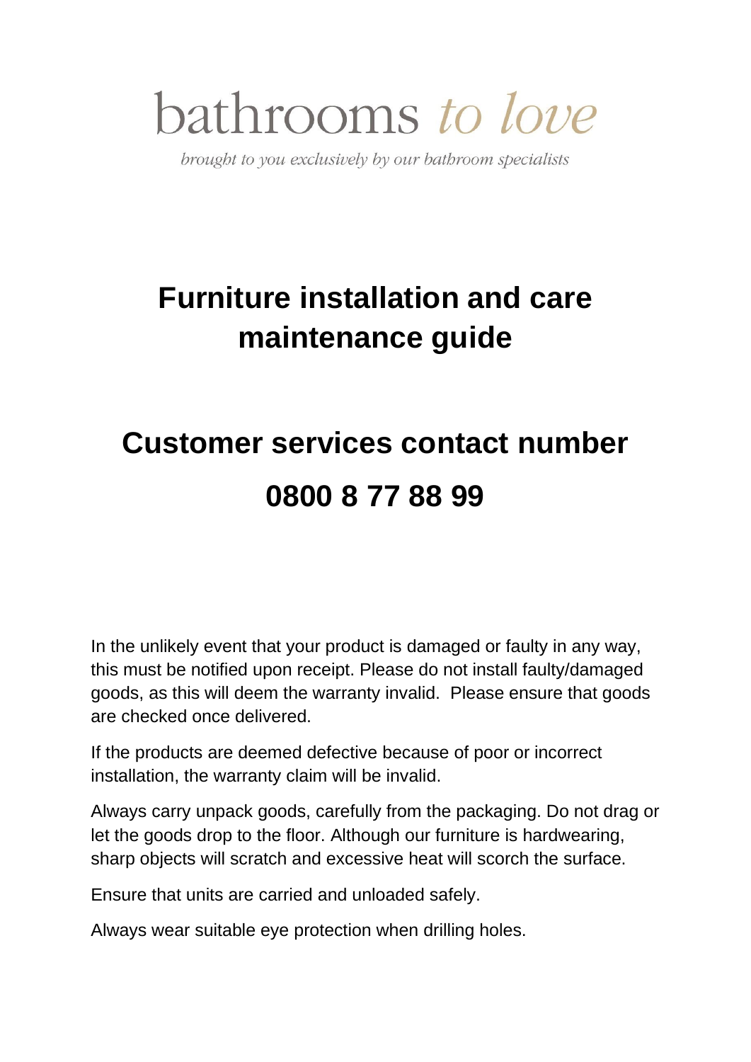bathrooms *to love*

*brought to you exclusively by our bathroom specialists*

# Furniture installation and care maintenance guide

# Customer services contact number

# 0800 8 77 88 99

In the unlikely event that your product is damaged or faulty in any way, this must be notified upon receipt. Please do not install faulty/damaged goods, as this will deem the warranty invalid. Please ensure that goods are checked once delivered.

If the products are deemed defective because of poor or incorrect installation, the warranty claim will be invalid.

Always carry unpack goods, carefully from the packaging. Do not drag or let the goods drop to the floor. Although our furniture is hardwearing, sharp objects will scratch and excessive heat will scorch the surface.

Ensure that units are carried and unloaded safely.

Always wear suitable eye protection when drilling holes.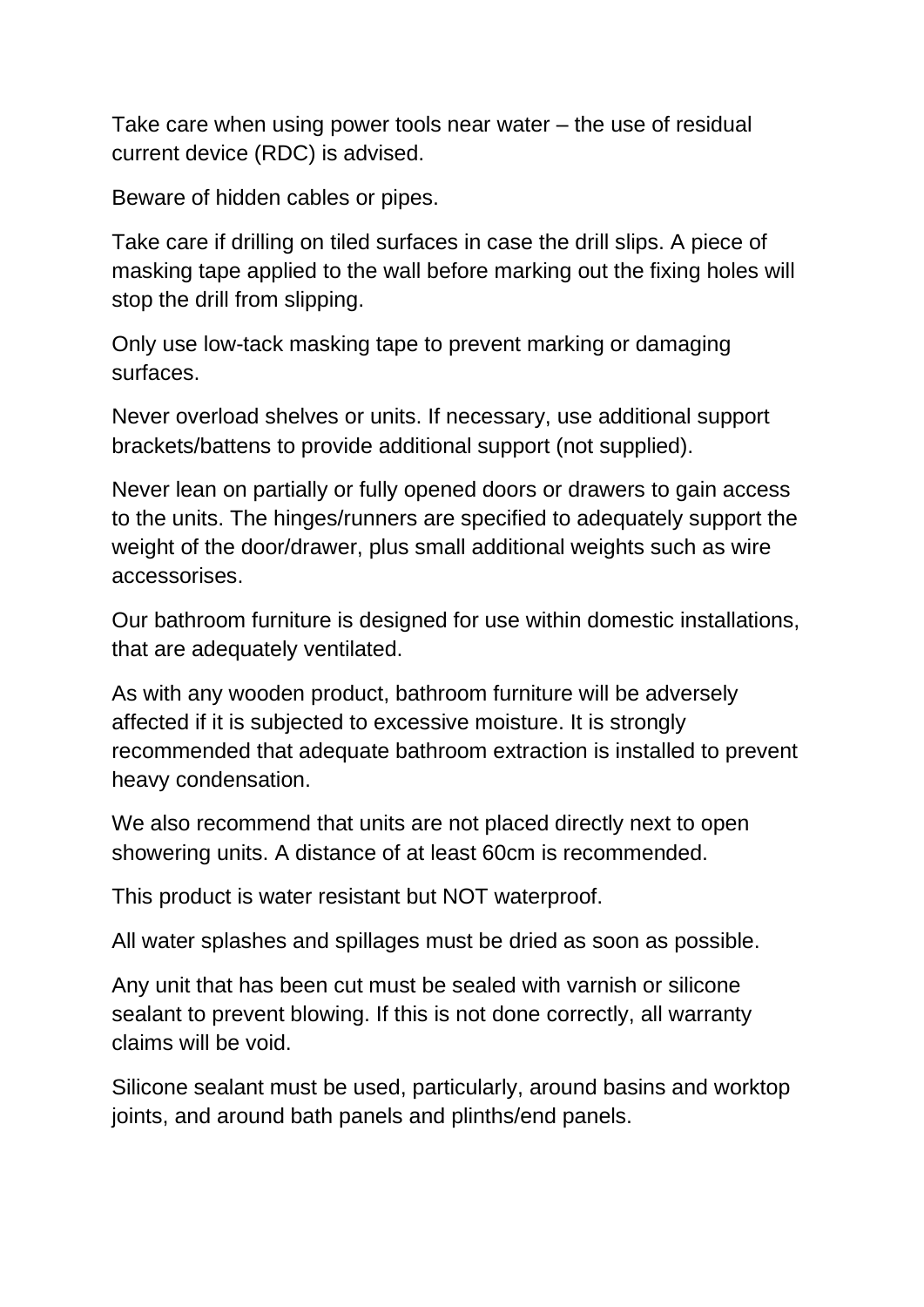Take care when using power tools near water – the use of residual current device (RDC) is advised.

Beware of hidden cables or pipes.

Take care if drilling on tiled surfaces in case the drill slips. A piece of masking tape applied to the wall before marking out the fixing holes will stop the drill from slipping.

Only use low-tack masking tape to prevent marking or damaging surfaces.

Never overload shelves or units. If necessary, use additional support brackets/battens to provide additional support (not supplied).

Never lean on partially or fully opened doors or drawers to gain access to the units. The hinges/runners are specified to adequately support the weight of the door/drawer, plus small additional weights such as wire accessorises.

Our bathroom furniture is designed for use within domestic installations, that are adequately ventilated.

As with any wooden product, bathroom furniture will be adversely affected if it is subjected to excessive moisture. It is strongly recommended that adequate bathroom extraction is installed to prevent heavy condensation.

We also recommend that units are not placed directly next to open showering units. A distance of at least 60cm is recommended.

This product is water resistant but NOT waterproof.

All water splashes and spillages must be dried as soon as possible.

Any unit that has been cut must be sealed with varnish or silicone sealant to prevent blowing. If this is not done correctly, all warranty claims will be void.

Silicone sealant must be used, particularly, around basins and worktop joints, and around bath panels and plinths/end panels.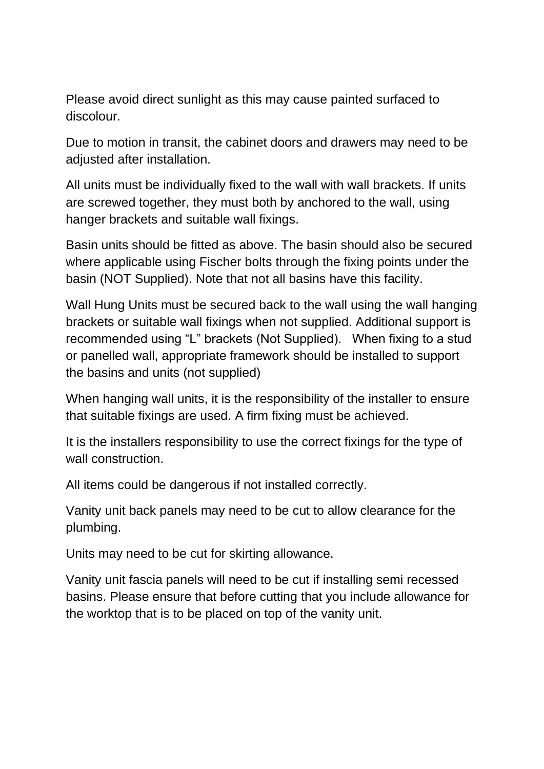Please avoid direct sunlight as this may cause painted surfaced to discolour.

Due to motion in transit, the cabinet doors and drawers may need to be adjusted after installation.

All units must be individually fixed to the wall with wall brackets. If units are screwed together, they must both by anchored to the wall, using hanger brackets and suitable wall fixings.

Basin units should be fitted as above. The basin should also be secured where applicable using Fischer bolts through the fixing points under the basin (NOT Supplied). Note that not all basins have this facility.

Wall Hung Units must be secured back to the wall using the wall hanging brackets or suitable wall fixings when not supplied. Additional support is recommended using "L" brackets (Not Supplied). When fixing to a stud or panelled wall, appropriate framework should be installed to support the basins and units (not supplied)

When hanging wall units, it is the responsibility of the installer to ensure that suitable fixings are used. A firm fixing must be achieved.

It is the installers responsibility to use the correct fixings for the type of wall construction.

All items could be dangerous if not installed correctly.

Vanity unit back panels may need to be cut to allow clearance for the plumbing.

Units may need to be cut for skirting allowance.

Vanity unit fascia panels will need to be cut if installing semi recessed basins. Please ensure that before cutting that you include allowance for the worktop that is to be placed on top of the vanity unit.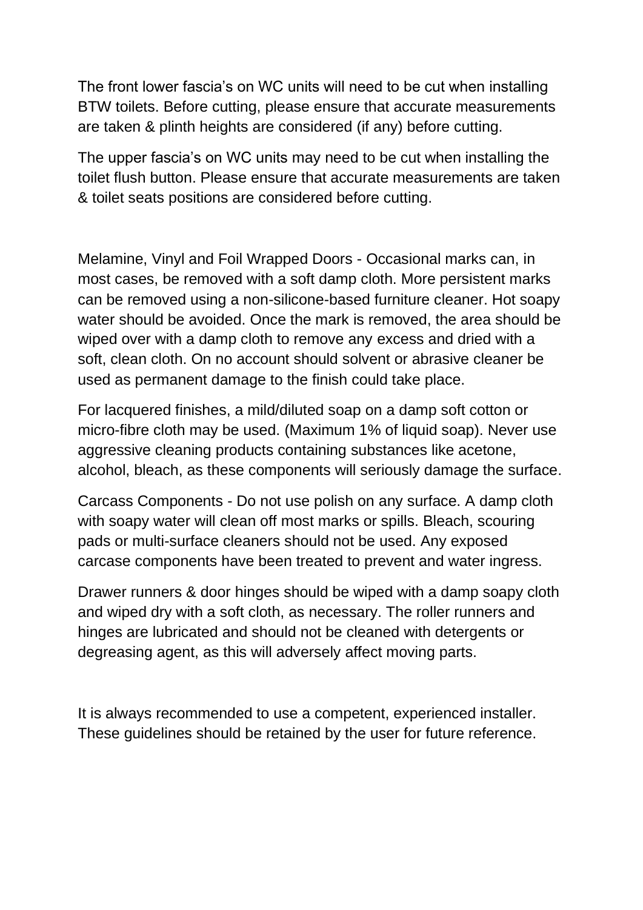The front lower fascia's on WC units will need to be cut when installing BTW toilets. Before cutting, please ensure that accurate measurements are taken & plinth heights are considered (if any) before cutting.

The upper fascia's on WC units may need to be cut when installing the toilet flush button. Please ensure that accurate measurements are taken & toilet seats positions are considered before cutting.

Melamine, Vinyl and Foil Wrapped Doors - Occasional marks can, in most cases, be removed with a soft damp cloth. More persistent marks can be removed using a non-silicone-based furniture cleaner. Hot soapy water should be avoided. Once the mark is removed, the area should be wiped over with a damp cloth to remove any excess and dried with a soft, clean cloth. On no account should solvent or abrasive cleaner be used as permanent damage to the finish could take place.

For lacquered finishes, a mild/diluted soap on a damp soft cotton or micro-fibre cloth may be used. (Maximum 1% of liquid soap). Never use aggressive cleaning products containing substances like acetone, alcohol, bleach, as these components will seriously damage the surface.

Carcass Components - Do not use polish on any surface. A damp cloth with soapy water will clean off most marks or spills. Bleach, scouring pads or multi-surface cleaners should not be used. Any exposed carcase components have been treated to prevent and water ingress.

Drawer runners & door hinges should be wiped with a damp soapy cloth and wiped dry with a soft cloth, as necessary. The roller runners and hinges are lubricated and should not be cleaned with detergents or degreasing agent, as this will adversely affect moving parts.

It is always recommended to use a competent, experienced installer. These guidelines should be retained by the user for future reference.